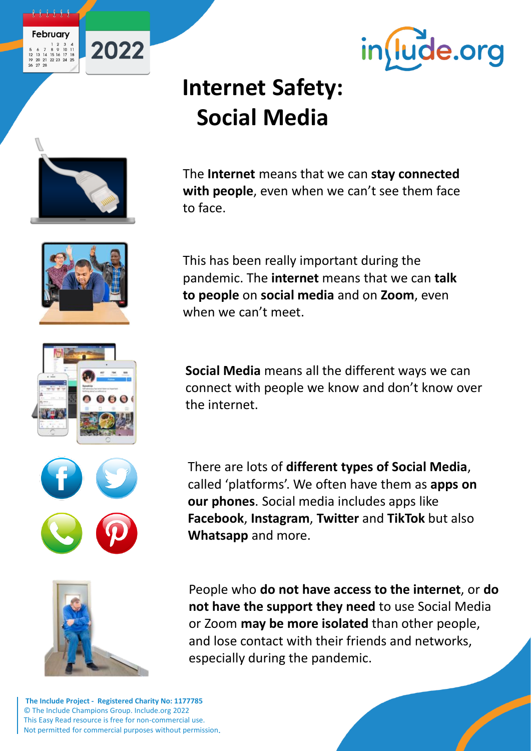February 2022

include.org

# Internet Safety: Social Media

The **Internet** means that we can **stay connected with people**, even when we can't see them face to face.

This has been really important during the pandemic. The **internet** means that we can **talk to people** on **social media** and on **Zoom**, even when we can't meet.

**Social Media** means all the different ways we can connect with people we know and don't know over the internet.

There are lots of **different types of Social Media**, called 'platforms'. We often have them as **apps on our phones**. Social media includes apps like **Facebook**, **Instagram**, **Twitter** and **TikTok** but also **Whatsapp** and more.

People who **do not have access to the internet**, or **do not have the support they need** to use Social Media or Zoom **may be more isolated** than other people, and lose contact with their friends and networks, especially during the pandemic.

**The Include Project - Registered Charity No: 1177785**
© The Include Champions Group. Include.org 2022
This Easy Read resource is free for non-commercial use.
Not permitted for commercial purposes without permission.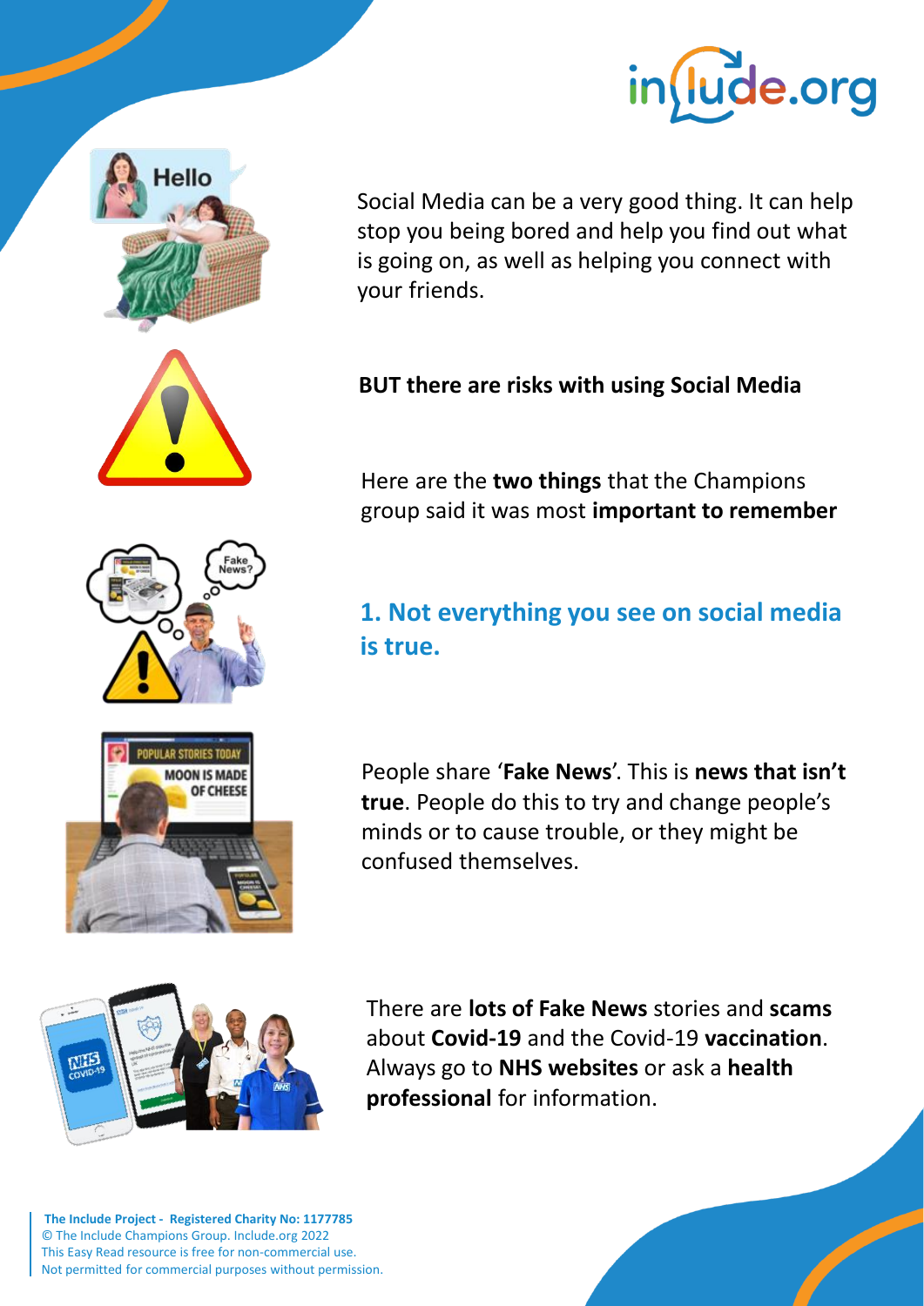Social Media can be a very good thing. It can help stop you being bored and help you find out what is going on, as well as helping you connect with your friends.

**BUT there are risks with using Social Media**

Here are the **two things** that the Champions group said it was most **important to remember**

## 1. Not everything you see on social media is true.

People share '**Fake News**'. This is **news that isn't true**. People do this to try and change people's minds or to cause trouble, or they might be confused themselves.

There are **lots of Fake News** stories and **scams** about **Covid-19** and the Covid-19 **vaccination**. Always go to **NHS websites** or ask a **health professional** for information.

**The Include Project - Registered Charity No: 1177785**
© The Include Champions Group. Include.org 2022
This Easy Read resource is free for non-commercial use.
Not permitted for commercial purposes without permission.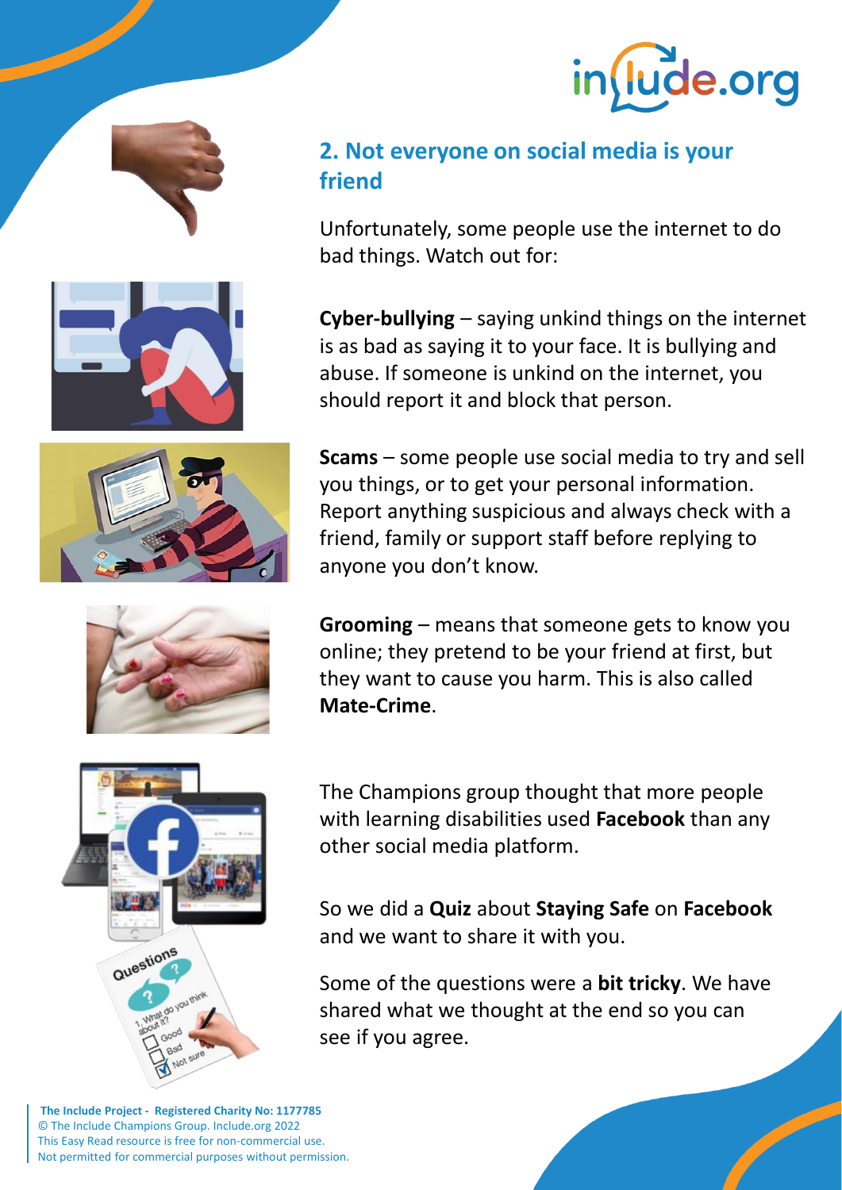## 2. Not everyone on social media is your friend

Unfortunately, some people use the internet to do bad things. Watch out for:

**Cyber-bullying** – saying unkind things on the internet is as bad as saying it to your face. It is bullying and abuse. If someone is unkind on the internet, you should report it and block that person.

**Scams** – some people use social media to try and sell you things, or to get your personal information. Report anything suspicious and always check with a friend, family or support staff before replying to anyone you don't know.

**Grooming** – means that someone gets to know you online; they pretend to be your friend at first, but they want to cause you harm. This is also called **Mate-Crime**.

The Champions group thought that more people with learning disabilities used **Facebook** than any other social media platform.

So we did a **Quiz** about **Staying Safe** on **Facebook** and we want to share it with you.

Some of the questions were a **bit tricky**. We have shared what we thought at the end so you can see if you agree.

**The Include Project - Registered Charity No: 1177785**
© The Include Champions Group. Include.org 2022
This Easy Read resource is free for non-commercial use.
Not permitted for commercial purposes without permission.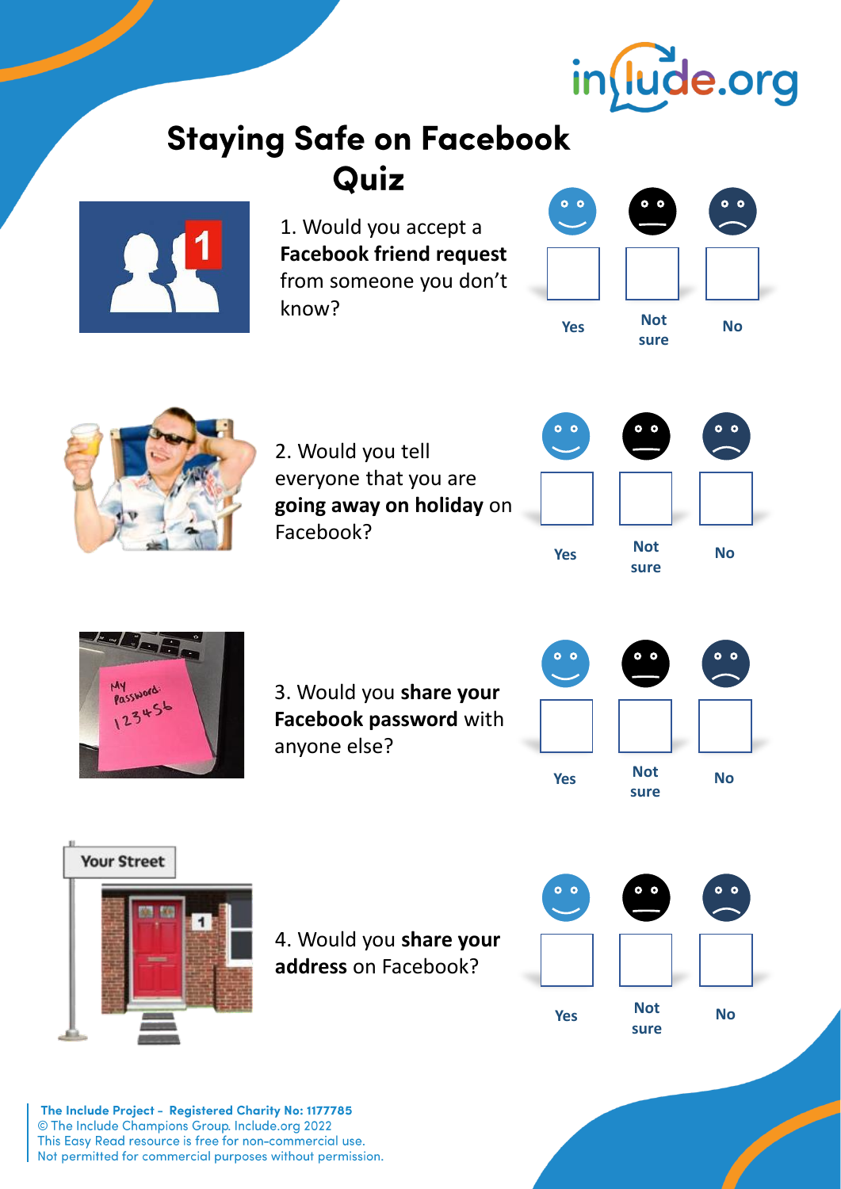# Staying Safe on Facebook Quiz

1. Would you accept a **Facebook friend request** from someone you don't know?

| Yes | Not sure | No |
|---|---|---|
| ☐ | ☐ | ☐ |

2. Would you tell everyone that you are **going away on holiday** on Facebook?

| Yes | Not sure | No |
|---|---|---|
| ☐ | ☐ | ☐ |

3. Would you **share your Facebook password** with anyone else?

| Yes | Not sure | No |
|---|---|---|
| ☐ | ☐ | ☐ |

4. Would you **share your address** on Facebook?

| Yes | Not sure | No |
|---|---|---|
| ☐ | ☐ | ☐ |

**The Include Project - Registered Charity No: 1177785**
© The Include Champions Group. Include.org 2022
This Easy Read resource is free for non-commercial use.
Not permitted for commercial purposes without permission.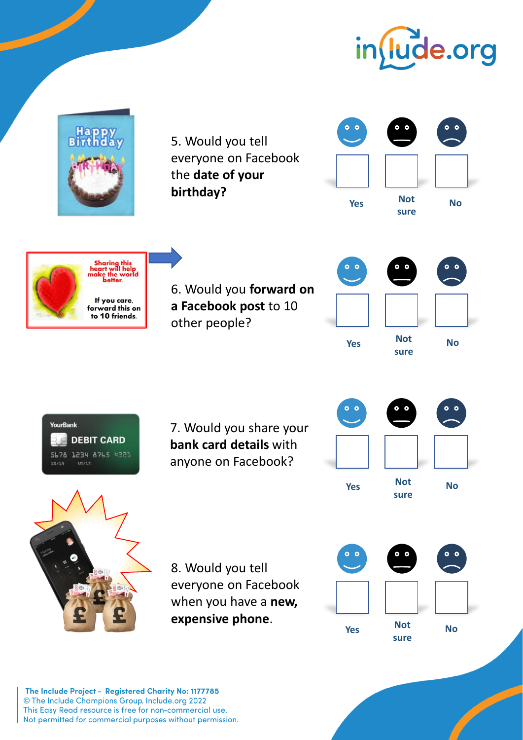5. Would you tell everyone on Facebook the **date of your birthday?**

| Yes | Not sure | No |
| --- | --- | --- |
| ☐ | ☐ | ☐ |

6. Would you **forward on a Facebook post** to 10 other people?

| Yes | Not sure | No |
| --- | --- | --- |
| ☐ | ☐ | ☐ |

7. Would you share your **bank card details** with anyone on Facebook?

| Yes | Not sure | No |
| --- | --- | --- |
| ☐ | ☐ | ☐ |

8. Would you tell everyone on Facebook when you have a **new, expensive phone**.

| Yes | Not sure | No |
| --- | --- | --- |
| ☐ | ☐ | ☐ |

**The Include Project - Registered Charity No: 1177785**
© The Include Champions Group. Include.org 2022
This Easy Read resource is free for non-commercial use.
Not permitted for commercial purposes without permission.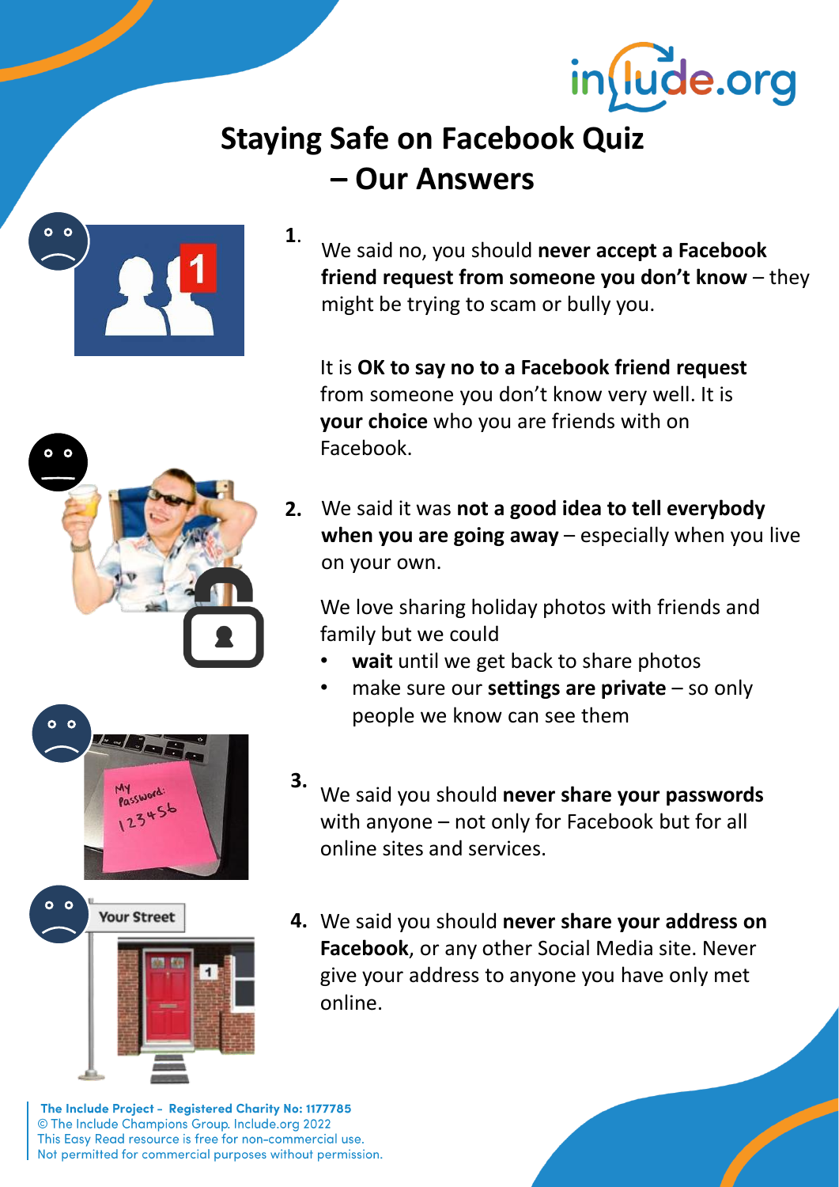# Staying Safe on Facebook Quiz – Our Answers

1. We said no, you should **never accept a Facebook friend request from someone you don't know** – they might be trying to scam or bully you.

   It is **OK to say no to a Facebook friend request** from someone you don't know very well. It is **your choice** who you are friends with on Facebook.

2. We said it was **not a good idea to tell everybody when you are going away** – especially when you live on your own.

   We love sharing holiday photos with friends and family but we could
   - **wait** until we get back to share photos
   - make sure our **settings are private** – so only people we know can see them

3. We said you should **never share your passwords** with anyone – not only for Facebook but for all online sites and services.

4. We said you should **never share your address on Facebook**, or any other Social Media site. Never give your address to anyone you have only met online.

**The Include Project - Registered Charity No: 1177785**
© The Include Champions Group. Include.org 2022
This Easy Read resource is free for non-commercial use.
Not permitted for commercial purposes without permission.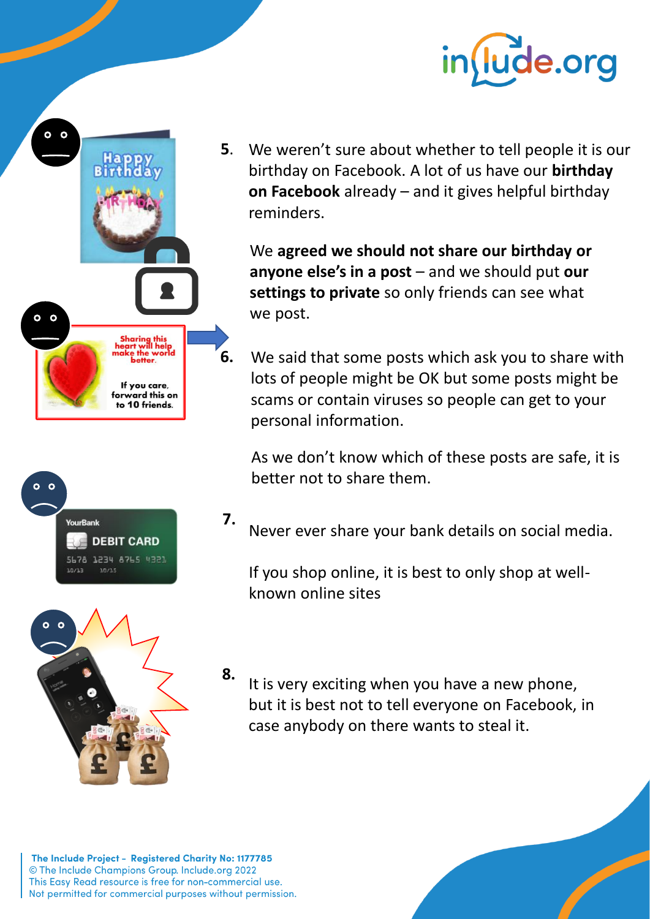5. We weren't sure about whether to tell people it is our birthday on Facebook. A lot of us have our **birthday on Facebook** already – and it gives helpful birthday reminders.

   We **agreed we should not share our birthday or anyone else's in a post** – and we should put **our settings to private** so only friends can see what we post.

6. We said that some posts which ask you to share with lots of people might be OK but some posts might be scams or contain viruses so people can get to your personal information.

   As we don't know which of these posts are safe, it is better not to share them.

7. Never ever share your bank details on social media.

   If you shop online, it is best to only shop at well-known online sites

8. It is very exciting when you have a new phone, but it is best not to tell everyone on Facebook, in case anybody on there wants to steal it.

**The Include Project - Registered Charity No: 1177785**
© The Include Champions Group. Include.org 2022
This Easy Read resource is free for non-commercial use.
Not permitted for commercial purposes without permission.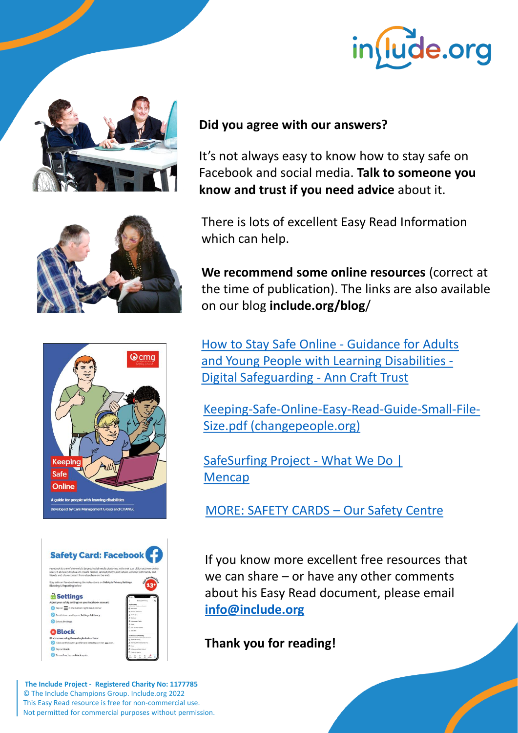**Did you agree with our answers?**

It's not always easy to know how to stay safe on Facebook and social media. **Talk to someone you know and trust if you need advice** about it.

There is lots of excellent Easy Read Information which can help.

**We recommend some online resources** (correct at the time of publication). The links are also available on our blog **include.org/blog**/

How to Stay Safe Online - Guidance for Adults and Young People with Learning Disabilities - Digital Safeguarding - Ann Craft Trust

Keeping-Safe-Online-Easy-Read-Guide-Small-File-Size.pdf (changepeople.org)

SafeSurfing Project - What We Do | Mencap

MORE: SAFETY CARDS – Our Safety Centre

If you know more excellent free resources that we can share – or have any other comments about his Easy Read document, please email **info@include.org**

**Thank you for reading!**

**The Include Project - Registered Charity No: 1177785**
© The Include Champions Group. Include.org 2022
This Easy Read resource is free for non-commercial use.
Not permitted for commercial purposes without permission.